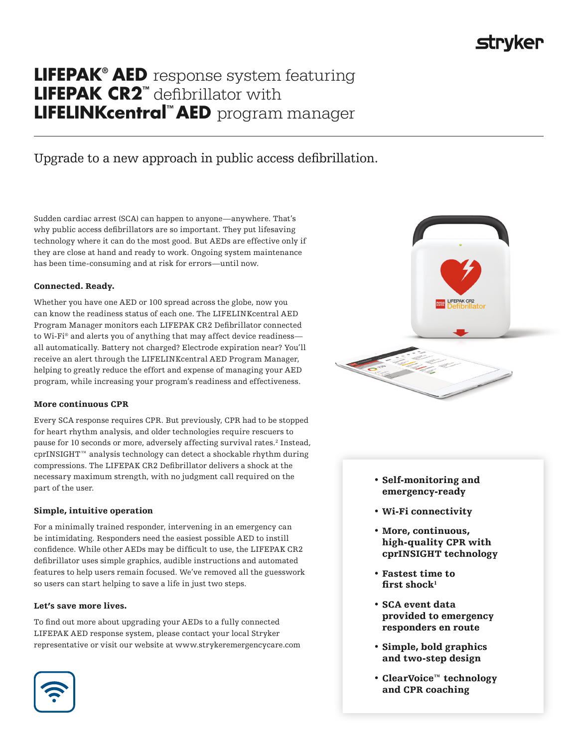# **LIFEPAK® AED** response system featuring **LIFEPAK CR2™** defibrillator with **LIFELINKcentral™ AED** program manager

## Upgrade to a new approach in public access defibrillation.

Sudden cardiac arrest (SCA) can happen to anyone—anywhere. That's why public access defibrillators are so important. They put lifesaving technology where it can do the most good. But AEDs are effective only if they are close at hand and ready to work. Ongoing system maintenance has been time-consuming and at risk for errors—until now.

### Connected. Ready.

Whether you have one AED or 100 spread across the globe, now you can know the readiness status of each one. The LIFELINKcentral AED Program Manager monitors each LIFEPAK CR2 Defibrillator connected to Wi-Fi® and alerts you of anything that may affect device readiness—all automatically. Battery not charged? Electrode expiration near? You'll receive an alert through the LIFELINKcentral AED Program Manager, helping to greatly reduce the effort and expense of managing your AED program, while increasing your program's readiness and effectiveness.

### More continuous CPR

Every SCA response requires CPR. But previously, CPR had to be stopped for heart rhythm analysis, and older technologies require rescuers to pause for 10 seconds or more, adversely affecting survival rates.[2] Instead, cprINSIGHT™ analysis technology can detect a shockable rhythm during compressions. The LIFEPAK CR2 Defibrillator delivers a shock at the necessary maximum strength, with no judgment call required on the part of the user.

### Simple, intuitive operation

For a minimally trained responder, intervening in an emergency can be intimidating. Responders need the easiest possible AED to instill confidence. While other AEDs may be difficult to use, the LIFEPAK CR2 defibrillator uses simple graphics, audible instructions and automated features to help users remain focused. We've removed all the guesswork so users can start helping to save a life in just two steps.

### Let's save more lives.

To find out more about upgrading your AEDs to a fully connected LIFEPAK AED response system, please contact your local Stryker representative or visit our website at www.strykeremergencycare.com

- **Self-monitoring and emergency-ready**
- **Wi-Fi connectivity**
- **More, continuous, high-quality CPR with cprINSIGHT technology**
- **Fastest time to first shock[1]**
- **SCA event data provided to emergency responders en route**
- **Simple, bold graphics and two-step design**
- **ClearVoice™ technology and CPR coaching**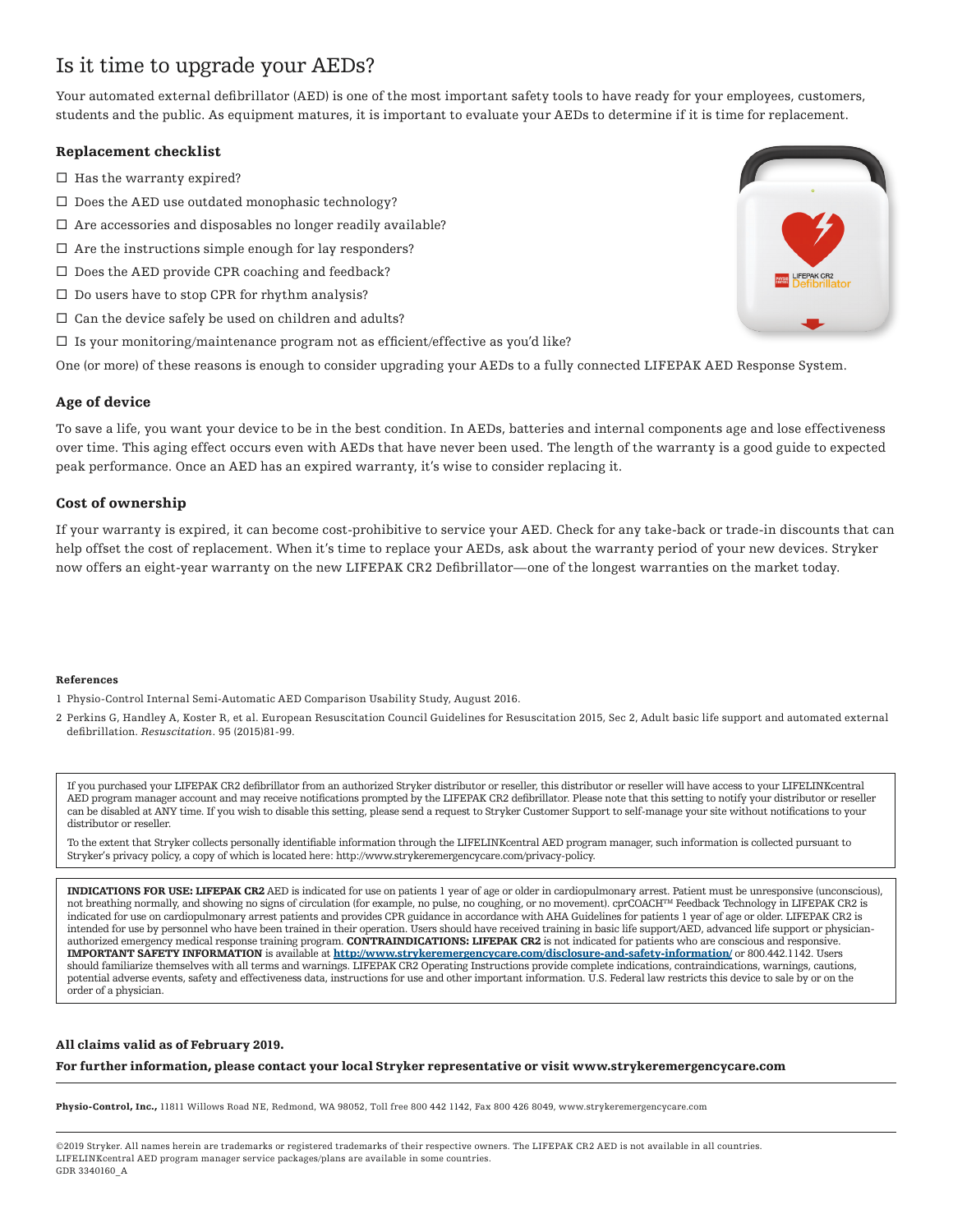# Is it time to upgrade your AEDs?

Your automated external defibrillator (AED) is one of the most important safety tools to have ready for your employees, customers, students and the public. As equipment matures, it is important to evaluate your AEDs to determine if it is time for replacement.

### Replacement checklist

- ☐ Has the warranty expired?
- ☐ Does the AED use outdated monophasic technology?
- ☐ Are accessories and disposables no longer readily available?
- ☐ Are the instructions simple enough for lay responders?
- ☐ Does the AED provide CPR coaching and feedback?
- ☐ Do users have to stop CPR for rhythm analysis?
- ☐ Can the device safely be used on children and adults?
- ☐ Is your monitoring/maintenance program not as efficient/effective as you'd like?

One (or more) of these reasons is enough to consider upgrading your AEDs to a fully connected LIFEPAK AED Response System.

### Age of device

To save a life, you want your device to be in the best condition. In AEDs, batteries and internal components age and lose effectiveness over time. This aging effect occurs even with AEDs that have never been used. The length of the warranty is a good guide to expected peak performance. Once an AED has an expired warranty, it's wise to consider replacing it.

### Cost of ownership

If your warranty is expired, it can become cost-prohibitive to service your AED. Check for any take-back or trade-in discounts that can help offset the cost of replacement. When it's time to replace your AEDs, ask about the warranty period of your new devices. Stryker now offers an eight-year warranty on the new LIFEPAK CR2 Defibrillator—one of the longest warranties on the market today.

#### References

1 Physio-Control Internal Semi-Automatic AED Comparison Usability Study, August 2016.

2 Perkins G, Handley A, Koster R, et al. European Resuscitation Council Guidelines for Resuscitation 2015, Sec 2, Adult basic life support and automated external defibrillation. *Resuscitation*. 95 (2015)81-99.

If you purchased your LIFEPAK CR2 defibrillator from an authorized Stryker distributor or reseller, this distributor or reseller will have access to your LIFELINKcentral AED program manager account and may receive notifications prompted by the LIFEPAK CR2 defibrillator. Please note that this setting to notify your distributor or reseller can be disabled at ANY time. If you wish to disable this setting, please send a request to Stryker Customer Support to self-manage your site without notifications to your distributor or reseller.

To the extent that Stryker collects personally identifiable information through the LIFELINKcentral AED program manager, such information is collected pursuant to Stryker's privacy policy, a copy of which is located here: http://www.strykeremergencycare.com/privacy-policy.

**INDICATIONS FOR USE: LIFEPAK CR2** AED is indicated for use on patients 1 year of age or older in cardiopulmonary arrest. Patient must be unresponsive (unconscious), not breathing normally, and showing no signs of circulation (for example, no pulse, no coughing, or no movement). cprCOACH™ Feedback Technology in LIFEPAK CR2 is indicated for use on cardiopulmonary arrest patients and provides CPR guidance in accordance with AHA Guidelines for patients 1 year of age or older. LIFEPAK CR2 is intended for use by personnel who have been trained in their operation. Users should have received training in basic life support/AED, advanced life support or physician-authorized emergency medical response training program. **CONTRAINDICATIONS: LIFEPAK CR2** is not indicated for patients who are conscious and responsive. **IMPORTANT SAFETY INFORMATION** is available at **http://www.strykeremergencycare.com/disclosure-and-safety-information/** or 800.442.1142. Users should familiarize themselves with all terms and warnings. LIFEPAK CR2 Operating Instructions provide complete indications, contraindications, warnings, cautions, potential adverse events, safety and effectiveness data, instructions for use and other important information. U.S. Federal law restricts this device to sale by or on the order of a physician.

**All claims valid as of February 2019.**

**For further information, please contact your local Stryker representative or visit www.strykeremergencycare.com**

**Physio-Control, Inc.,** 11811 Willows Road NE, Redmond, WA 98052, Toll free 800 442 1142, Fax 800 426 8049, www.strykeremergencycare.com

©2019 Stryker. All names herein are trademarks or registered trademarks of their respective owners. The LIFEPAK CR2 AED is not available in all countries.
LIFELINKcentral AED program manager service packages/plans are available in some countries.
GDR 3340160_A